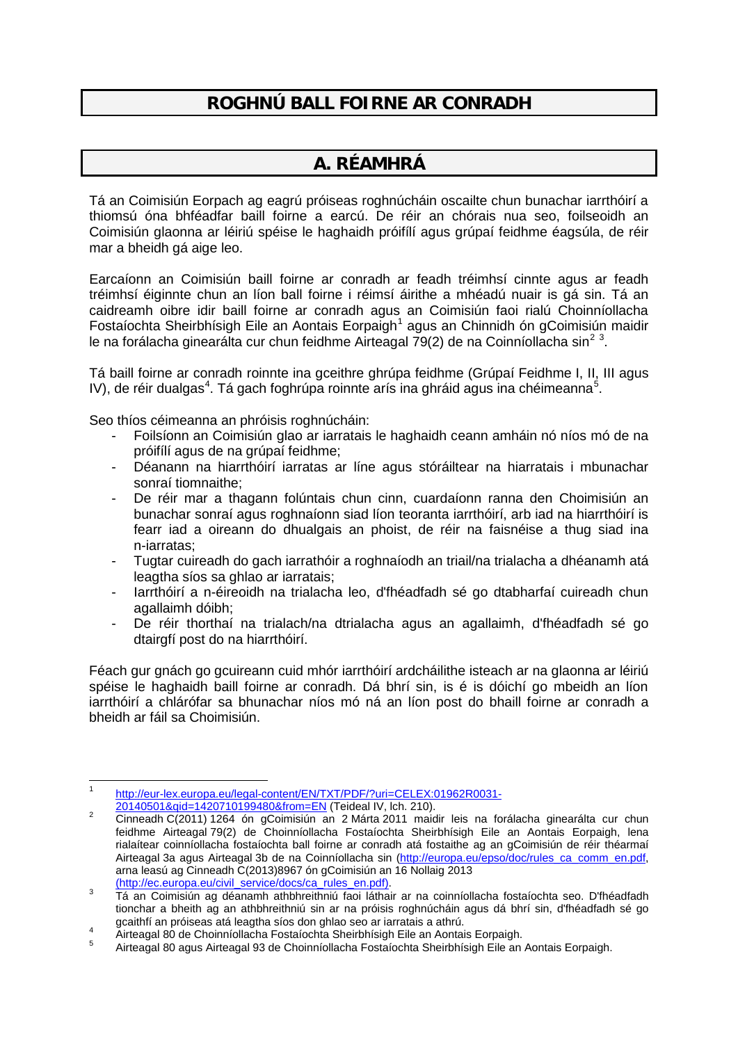# ROGHNÚ BALL FOIRNE AR CONRADH

## A. RÉAMHRÁ

Tá an Coimisiún Eorpach ag eagrú próiseas roghnúcháin oscailte chun bunachar iarrthóirí a thiomsú óna bhféadfar baill foirne a earcú. De réir an chórais nua seo, foilseoidh an Coimisiún glaonna ar léiriú spéise le haghaidh próifílí agus grúpaí feidhme éagsúla, de réir mar a bheidh gá aige leo.

Earcaíonn an Coimisiún baill foirne ar conradh ar feadh tréimhsí cinnte agus ar feadh tréimhsí éiginnte chun an líon ball foirne i réimsí áirithe a mhéadú nuair is gá sin. Tá an caidreamh oibre idir baill foirne ar conradh agus an Coimisiún faoi rialú Choinníollacha Fostaíochta Sheirbhísigh Eile an Aontais Eorpaigh[1] agus an Chinnidh ón gCoimisiún maidir le na forálacha ginearálta cur chun feidhme Airteagal 79(2) de na Coinníollacha sin[2] [3].

Tá baill foirne ar conradh roinnte ina gceithre ghrúpa feidhme (Grúpaí Feidhme I, II, III agus IV), de réir dualgas[4]. Tá gach foghrúpa roinnte arís ina ghráid agus ina chéimeanna[5].

Seo thíos céimeanna an phróisis roghnúcháin:

- Foilsíonn an Coimisiún glao ar iarratais le haghaidh ceann amháin nó níos mó de na próifílí agus de na grúpaí feidhme;
- Déanann na hiarrthóirí iarratas ar líne agus stóráiltear na hiarratais i mbunachar sonraí tiomnaithe;
- De réir mar a thagann folúntais chun cinn, cuardaíonn ranna den Choimisiún an bunachar sonraí agus roghnaíonn siad líon teoranta iarrthóirí, arb iad na hiarrthóirí is fearr iad a oireann do dhualgais an phoist, de réir na faisnéise a thug siad ina n-iarratas;
- Tugtar cuireadh do gach iarrathóir a roghnaíodh an triail/na trialacha a dhéanamh atá leagtha síos sa ghlao ar iarratais;
- Iarrthóirí a n-éireoidh na trialacha leo, d'fhéadfadh sé go dtabharfaí cuireadh chun agallaimh dóibh;
- De réir thorthaí na trialach/na dtrialacha agus an agallaimh, d'fhéadfadh sé go dtairgfí post do na hiarrthóirí.

Féach gur gnách go gcuireann cuid mhór iarrthóirí ardcháilithe isteach ar na glaonna ar léiriú spéise le haghaidh baill foirne ar conradh. Dá bhrí sin, is é is dóichí go mbeidh an líon iarrthóirí a chlárófar sa bhunachar níos mó ná an líon post do bhaill foirne ar conradh a bheidh ar fáil sa Choimisiún.

---

[1] http://eur-lex.europa.eu/legal-content/EN/TXT/PDF/?uri=CELEX:01962R0031-20140501&qid=1420710199480&from=EN (Teideal IV, lch. 210).

[2] Cinneadh C(2011) 1264 ón gCoimisiún an 2 Márta 2011 maidir leis na forálacha ginearálta cur chun feidhme Airteagal 79(2) de Choinníollacha Fostaíochta Sheirbhísigh Eile an Aontais Eorpaigh, lena rialaítear coinníollacha fostaíochta ball foirne ar conradh atá fostaithe ag an gCoimisiún de réir théarmaí Airteagal 3a agus Airteagal 3b de na Coinníollacha sin (http://europa.eu/epso/doc/rules_ca_comm_en.pdf, arna leasú ag Cinneadh C(2013)8967 ón gCoimisiún an 16 Nollaig 2013 (http://ec.europa.eu/civil_service/docs/ca_rules_en.pdf).

[3] Tá an Coimisiún ag déanamh athbhreithniú faoi láthair ar na coinníollacha fostaíochta seo. D'fhéadfadh tionchar a bheith ag an athbhreithniú sin ar na próisis roghnúcháin agus dá bhrí sin, d'fhéadfadh sé go gcaithfí an próiseas atá leagtha síos don ghlao seo ar iarratais a athrú.

[4] Airteagal 80 de Choinníollacha Fostaíochta Sheirbhísigh Eile an Aontais Eorpaigh.

[5] Airteagal 80 agus Airteagal 93 de Choinníollacha Fostaíochta Sheirbhísigh Eile an Aontais Eorpaigh.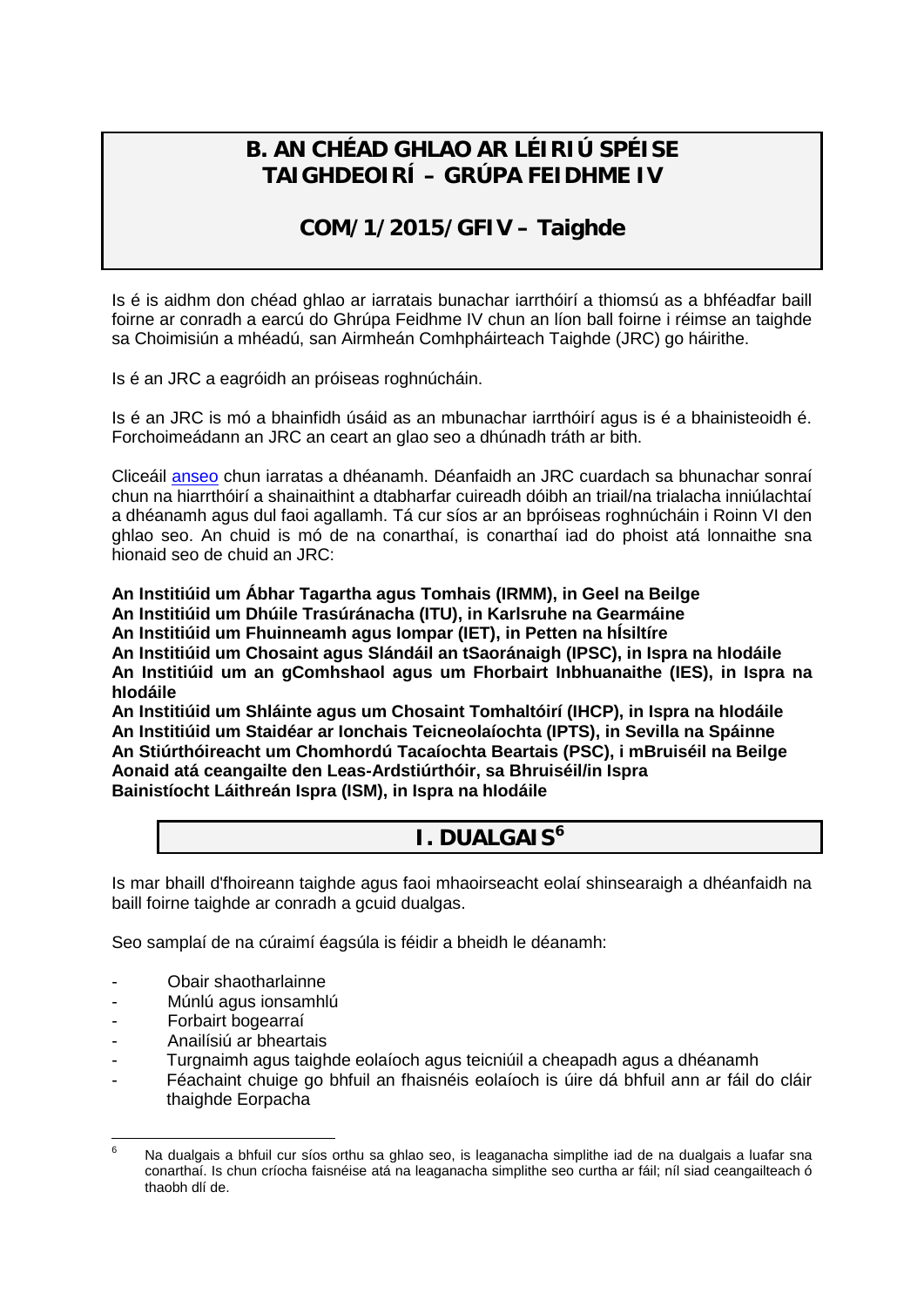# B. AN CHÉAD GHLAO AR LÉIRIÚ SPÉISE TAIGHDEOIRÍ – GRÚPA FEIDHME IV

## COM/1/2015/GFIV – Taighde

Is é is aidhm don chéad ghlao ar iarratais bunachar iarrthóirí a thiomsú as a bhféadfar baill foirne ar conradh a earcú do Ghrúpa Feidhme IV chun an líon ball foirne i réimse an taighde sa Choimisiún a mhéadú, san Airmheán Comhpháirteach Taighde (JRC) go háirithe.

Is é an JRC a eagróidh an próiseas roghnúcháin.

Is é an JRC is mó a bhainfidh úsáid as an mbunachar iarrthóirí agus is é a bhainisteoidh é. Forchoimeádann an JRC an ceart an glao seo a dhúnadh tráth ar bith.

Cliceáil anseo chun iarratas a dhéanamh. Déanfaidh an JRC cuardach sa bhunachar sonraí chun na hiarrthóirí a shainaithint a dtabharfar cuireadh dóibh an triail/na trialacha inniúlachtaí a dhéanamh agus dul faoi agallamh. Tá cur síos ar an bpróiseas roghnúcháin i Roinn VI den ghlao seo. An chuid is mó de na conarthaí, is conarthaí iad do phoist atá lonnaithe sna hionaid seo de chuid an JRC:

**An Institiúid um Ábhar Tagartha agus Tomhais (IRMM), in Geel na Beilge**
**An Institiúid um Dhúile Trasúránacha (ITU), in Karlsruhe na Gearmáine**
**An Institiúid um Fhuinneamh agus Iompar (IET), in Petten na hÍsiltíre**
**An Institiúid um Chosaint agus Slándáil an tSaoránaigh (IPSC), in Ispra na hIodáile**
**An Institiúid um an gComhshaol agus um Fhorbairt Inbhuanaithe (IES), in Ispra na hIodáile**
**An Institiúid um Shláinte agus um Chosaint Tomhaltóirí (IHCP), in Ispra na hIodáile**
**An Institiúid um Staidéar ar Ionchais Teicneolaíochta (IPTS), in Sevilla na Spáinne**
**An Stiúrthóireacht um Chomhordú Tacaíochta Beartais (PSC), i mBruiséil na Beilge**
**Aonaid atá ceangailte den Leas-Ardstiúrthóir, sa Bhruiséil/in Ispra**
**Bainistíocht Láithreán Ispra (ISM), in Ispra na hIodáile**

## I. DUALGAIS[6]

Is mar bhaill d'fhoireann taighde agus faoi mhaoirseacht eolaí shinsearaigh a dhéanfaidh na baill foirne taighde ar conradh a gcuid dualgas.

Seo samplaí de na cúraimí éagsúla is féidir a bheidh le déanamh:

- Obair shaotharlainne
- Múnlú agus ionsamhlú
- Forbairt bogearraí
- Anailísiú ar bheartais
- Turgnaimh agus taighde eolaíoch agus teicniúil a cheapadh agus a dhéanamh
- Féachaint chuige go bhfuil an fhaisnéis eolaíoch is úire dá bhfuil ann ar fáil do cláir thaighde Eorpacha

---

[6] Na dualgais a bhfuil cur síos orthu sa ghlao seo, is leaganacha simplithe iad de na dualgais a luafar sna conarthaí. Is chun críocha faisnéise atá na leaganacha simplithe seo curtha ar fáil; níl siad ceangailteach ó thaobh dlí de.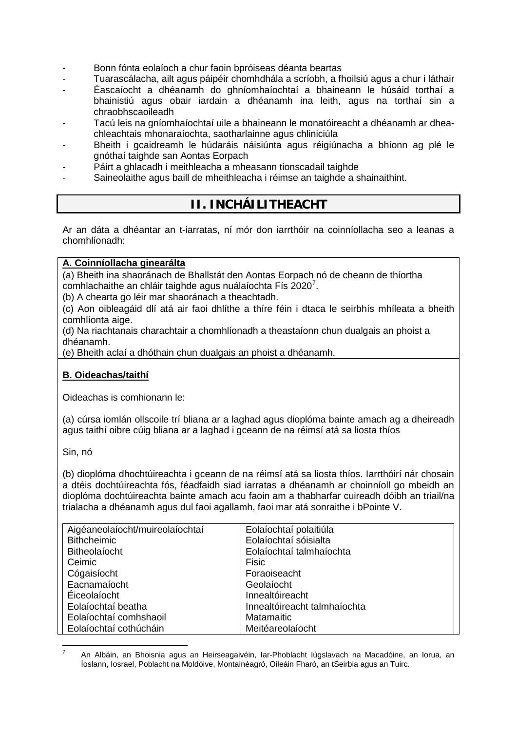- Bonn fónta eolaíoch a chur faoin bpróiseas déanta beartas
- Tuarascálacha, ailt agus páipéir chomhdhála a scríobh, a fhoilsiú agus a chur i láthair
- Éascaíocht a dhéanamh do ghníomhaíochtaí a bhaineann le húsáid torthaí a bhainistiú agus obair iardain a dhéanamh ina leith, agus na torthaí sin a chraobhscaoileadh
- Tacú leis na gníomhaíochtaí uile a bhaineann le monatóireacht a dhéanamh ar dhea-chleachtais mhonaraíochta, saotharlainne agus chliniciúla
- Bheith i gcaidreamh le húdaráis náisiúnta agus réigiúnacha a bhíonn ag plé le gnóthaí taighde san Aontas Eorpach
- Páirt a ghlacadh i meithleacha a mheasann tionscadail taighde
- Saineolaithe agus baill de mheithleacha i réimse an taighde a shainaithint.

## II. INCHÁILITHEACHT

Ar an dáta a dhéantar an t-iarratas, ní mór don iarrthóir na coinníollacha seo a leanas a chomhlíonadh:

**A. Coinníollacha ginearálta**

(a) Bheith ina shaoránach de Bhallstát den Aontas Eorpach nó de cheann de thíortha comhlachaithe an chláir taighde agus nuálaíochta Fís 2020[7].

(b) A chearta go léir mar shaoránach a theachtadh.

(c) Aon oibleagáid dlí atá air faoi dhlíthe a thíre féin i dtaca le seirbhís mhíleata a bheith comhlíonta aige.

(d) Na riachtanais charachtair a chomhlíonadh a theastaíonn chun dualgais an phoist a dhéanamh.

(e) Bheith aclaí a dhóthain chun dualgais an phoist a dhéanamh.

**B. Oideachas/taithí**

Oideachas is comhionann le:

(a) cúrsa iomlán ollscoile trí bliana ar a laghad agus dioplóma bainte amach ag a dheireadh agus taithí oibre cúig bliana ar a laghad i gceann de na réimsí atá sa liosta thíos

Sin, nó

(b) dioplóma dhochtúireachta i gceann de na réimsí atá sa liosta thíos. Iarrthóirí nár chosain a dtéis dochtúireachta fós, féadfaidh siad iarratas a dhéanamh ar choinníoll go mbeidh an dioplóma dochtúireachta bainte amach acu faoin am a thabharfar cuireadh dóibh an triail/na trialacha a dhéanamh agus dul faoi agallamh, faoi mar atá sonraithe i bPointe V.

| | |
|---|---|
| Aigéaneolaíocht/muireolaíochtaí | Eolaíochtaí polaitiúla |
| Bithcheimic | Eolaíochtaí sóisialta |
| Bitheolaíocht | Eolaíochtaí talmhaíochta |
| Ceimic | Fisic |
| Cógaisíocht | Foraoiseacht |
| Eacnamaíocht | Geolaíocht |
| Éiceolaíocht | Innealtóireacht |
| Eolaíochtaí beatha | Innealtóireacht talmhaíochta |
| Eolaíochtaí comhshaoil | Matamaitic |
| Eolaíochtaí cothúcháin | Meitéareolaíocht |

[7] An Albáin, an Bhoisnia agus an Heirseagaivéin, Iar-Phoblacht Iúgslavach na Macadóine, an Iorua, an Íoslann, Iosrael, Poblacht na Moldóive, Montainéagró, Oileáin Fharó, an tSeirbia agus an Tuirc.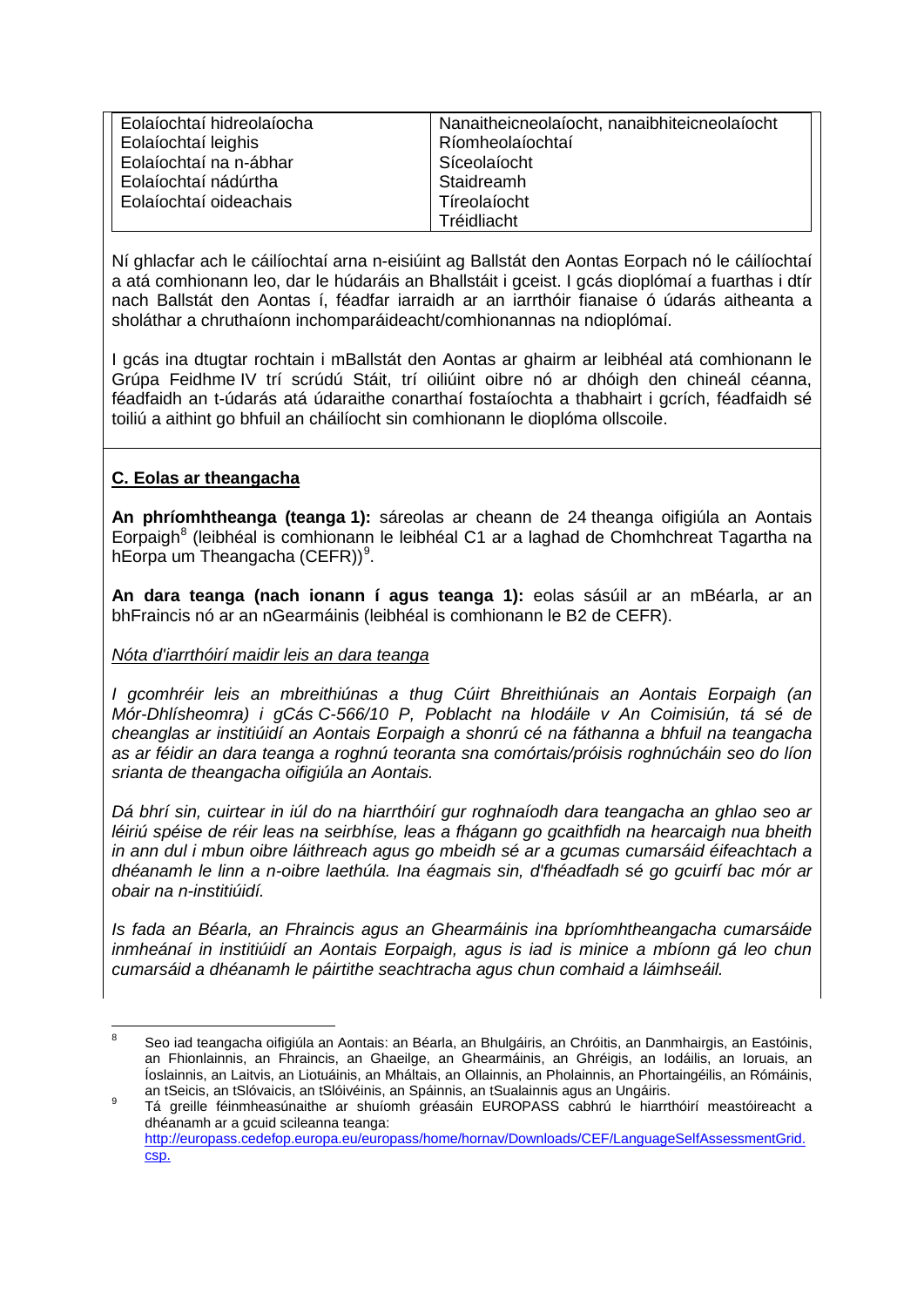| | |
|---|---|
| Eolaíochtaí hidreolaíocha | Nanaitheicneolaíocht, nanaibhiteicneolaíocht |
| Eolaíochtaí leighis | Ríomheolaíochtaí |
| Eolaíochtaí na n-ábhar | Síceolaíocht |
| Eolaíochtaí nádúrtha | Staidreamh |
| Eolaíochtaí oideachais | Tíreolaíocht |
| | Tréidliacht |

Ní ghlacfar ach le cáilíochtaí arna n-eisiúint ag Ballstát den Aontas Eorpach nó le cáilíochtaí a atá comhionann leo, dar le húdaráis an Bhallstáit i gceist. I gcás dioplómaí a fuarthas i dtír nach Ballstát den Aontas í, féadfar iarraidh ar an iarrthóir fianaise ó údarás aitheanta a sholáthar a chruthaíonn inchomparáideacht/comhionannas na ndioplómaí.

I gcás ina dtugtar rochtain i mBallstát den Aontas ar ghairm ar leibhéal atá comhionann le Grúpa Feidhme IV trí scrúdú Stáit, trí oiliúint oibre nó ar dhóigh den chineál céanna, féadfaidh an t-údarás atá údaraithe conarthaí fostaíochta a thabhairt i gcrích, féadfaidh sé toiliú a aithint go bhfuil an cháilíocht sin comhionann le dioplóma ollscoile.

## C. Eolas ar theangacha

**An phríomhtheanga (teanga 1):** sáreolas ar cheann de 24 theanga oifigiúla an Aontais Eorpaigh[8] (leibhéal is comhionann le leibhéal C1 ar a laghad de Chomhchreat Tagartha na hEorpa um Theangacha (CEFR))[9].

**An dara teanga (nach ionann í agus teanga 1):** eolas sásúil ar an mBéarla, ar an bhFraincis nó ar an nGearmáinis (leibhéal is comhionann le B2 de CEFR).

*Nóta d'iarrthóirí maidir leis an dara teanga*

*I gcomhréir leis an mbreithiúnas a thug Cúirt Bhreithiúnais an Aontais Eorpaigh (an Mór-Dhlísheomra) i gCás C-566/10 P, Poblacht na hIodáile v An Coimisiún, tá sé de cheanglas ar institiúidí an Aontais Eorpaigh a shonrú cé na fáthanna a bhfuil na teangacha as ar féidir an dara teanga a roghnú teoranta sna comórtais/próisis roghnúcháin seo do líon srianta de theangacha oifigiúla an Aontais.*

*Dá bhrí sin, cuirtear in iúl do na hiarrthóirí gur roghnaíodh dara teangacha an ghlao seo ar léiriú spéise de réir leas na seirbhíse, leas a fhágann go gcaithfidh na hearcaigh nua bheith in ann dul i mbun oibre láithreach agus go mbeidh sé ar a gcumas cumarsáid éifeachtach a dhéanamh le linn a n-oibre laethúla. Ina éagmais sin, d'fhéadfadh sé go gcuirfí bac mór ar obair na n-institiúidí.*

*Is fada an Béarla, an Fhraincis agus an Ghearmáinis ina bpríomhtheangacha cumarsáide inmheánaí in institiúidí an Aontais Eorpaigh, agus is iad is minice a mbíonn gá leo chun cumarsáid a dhéanamh le páirtithe seachtracha agus chun comhaid a láimhseáil.*

---

[8] Seo iad teangacha oifigiúla an Aontais: an Béarla, an Bhulgáiris, an Chróitis, an Danmhairgis, an Eastóinis, an Fhionlainnis, an Fhraincis, an Ghaeilge, an Ghearmáinis, an Ghréigis, an Iodáilis, an Ioruais, an Íoslainnis, an Laitvis, an Liotuáinis, an Mháltais, an Ollainnis, an Pholainnis, an Phortaingéilis, an Rómáinis, an tSeicis, an tSlóvaicis, an tSlóivéinis, an Spáinnis, an tSualainnis agus an Ungáiris.

[9] Tá greille féinmheasúnaithe ar shuíomh gréasáin EUROPASS cabhrú le hiarrthóirí meastóireacht a dhéanamh ar a gcuid scileanna teanga: http://europass.cedefop.europa.eu/europass/home/hornav/Downloads/CEF/LanguageSelfAssessmentGrid.csp.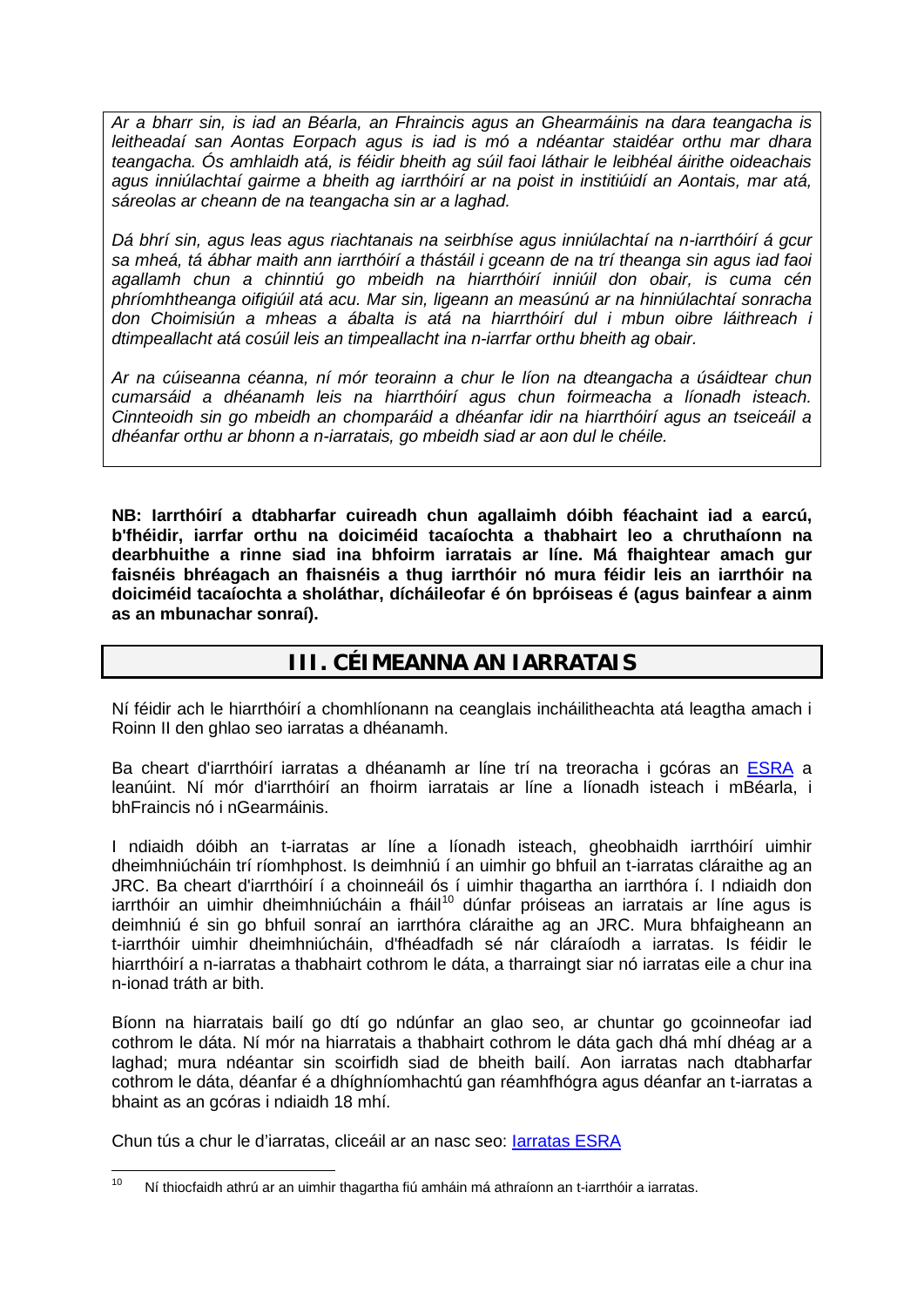*Ar a bharr sin, is iad an Béarla, an Fhraincis agus an Ghearmáinis na dara teangacha is leitheadaí san Aontas Eorpach agus is iad is mó a ndéantar staidéar orthu mar dhara teangacha. Ós amhlaidh atá, is féidir bheith ag súil faoi láthair le leibhéal áirithe oideachais agus inniúlachtaí gairme a bheith ag iarrthóirí ar na poist in institiúidí an Aontais, mar atá, sáreolas ar cheann de na teangacha sin ar a laghad.*

*Dá bhrí sin, agus leas agus riachtanais na seirbhíse agus inniúlachtaí na n-iarrthóirí á gcur sa mheá, tá ábhar maith ann iarrthóirí a thástáil i gceann de na trí theanga sin agus iad faoi agallamh chun a chinntiú go mbeidh na hiarrthóirí inniúil don obair, is cuma cén phríomhtheanga oifigiúil atá acu. Mar sin, ligeann an measúnú ar na hinniúlachtaí sonracha don Choimisiún a mheas a ábalta is atá na hiarrthóirí dul i mbun oibre láithreach i dtimpeallacht atá cosúil leis an timpeallacht ina n-iarrfar orthu bheith ag obair.*

*Ar na cúiseanna céanna, ní mór teorainn a chur le líon na dteangacha a úsáidtear chun cumarsáid a dhéanamh leis na hiarrthóirí agus chun foirmeacha a líonadh isteach. Cinnteoidh sin go mbeidh an chomparáid a dhéanfar idir na hiarrthóirí agus an tseiceáil a dhéanfar orthu ar bhonn a n-iarratais, go mbeidh siad ar aon dul le chéile.*

**NB: Iarrthóirí a dtabharfar cuireadh chun agallaimh dóibh féachaint iad a earcú, b'fhéidir, iarrfar orthu na doiciméid tacaíochta a thabhairt leo a chruthaíonn na dearbhuithe a rinne siad ina bhfoirm iarratais ar líne. Má fhaightear amach gur faisnéis bhréagach an fhaisnéis a thug iarrthóir nó mura féidir leis an iarrthóir na doiciméid tacaíochta a sholáthar, dícháileofar é ón bpróiseas é (agus bainfear a ainm as an mbunachar sonraí).**

## III. CÉIMEANNA AN IARRATAIS

Ní féidir ach le hiarrthóirí a chomhlíonann na ceanglais incháilitheachta atá leagtha amach i Roinn II den ghlao seo iarratas a dhéanamh.

Ba cheart d'iarrthóirí iarratas a dhéanamh ar líne trí na treoracha i gcóras an ESRA a leanúint. Ní mór d'iarrthóirí an fhoirm iarratais ar líne a líonadh isteach i mBéarla, i bhFraincis nó i nGearmáinis.

I ndiaidh dóibh an t-iarratas ar líne a líonadh isteach, gheobhaidh iarrthóirí uimhir dheimhniúcháin trí ríomhphost. Is deimhniú í an uimhir go bhfuil an t-iarratas cláraithe ag an JRC. Ba cheart d'iarrthóirí í a choinneáil ós í uimhir thagartha an iarrthóra í. I ndiaidh don iarrthóir an uimhir dheimhniúcháin a fháil[10] dúnfar próiseas an iarratais ar líne agus is deimhniú é sin go bhfuil sonraí an iarrthóra cláraithe ag an JRC. Mura bhfaigheann an t-iarrthóir uimhir dheimhniúcháin, d'fhéadfadh sé nár cláraíodh a iarratas. Is féidir le hiarrthóirí a n-iarratas a thabhairt cothrom le dáta, a tharraingt siar nó iarratas eile a chur ina n-ionad tráth ar bith.

Bíonn na hiarratais bailí go dtí go ndúnfar an glao seo, ar chuntar go gcoinneofar iad cothrom le dáta. Ní mór na hiarratais a thabhairt cothrom le dáta gach dhá mhí dhéag ar a laghad; mura ndéantar sin scoirfidh siad de bheith bailí. Aon iarratas nach dtabharfar cothrom le dáta, déanfar é a dhíghníomhachtú gan réamhfhógra agus déanfar an t-iarratas a bhaint as an gcóras i ndiaidh 18 mhí.

Chun tús a chur le d'iarratas, cliceáil ar an nasc seo: Iarratas ESRA

[10] Ní thiocfaidh athrú ar an uimhir thagartha fiú amháin má athraíonn an t-iarrthóir a iarratas.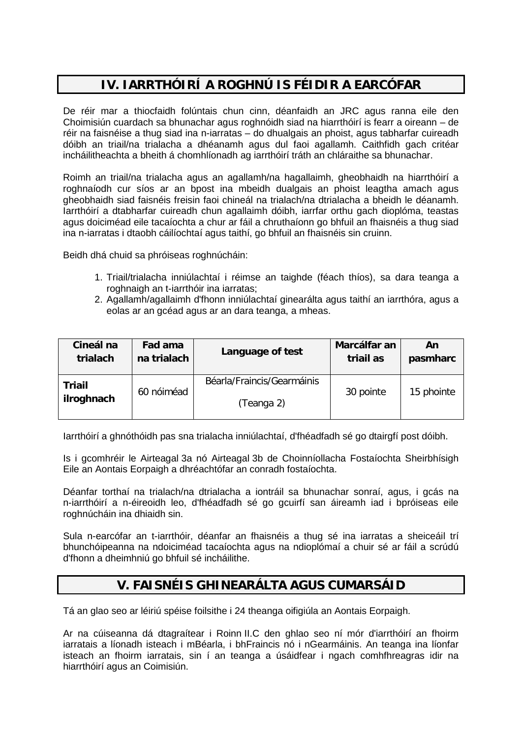## IV. IARRTHÓIRÍ A ROGHNÚ IS FÉIDIR A EARCÓFAR

De réir mar a thiocfaidh folúntais chun cinn, déanfaidh an JRC agus ranna eile den Choimisiún cuardach sa bhunachar agus roghnóidh siad na hiarrthóirí is fearr a oireann – de réir na faisnéise a thug siad ina n-iarratas – do dhualgais an phoist, agus tabharfar cuireadh dóibh an triail/na trialacha a dhéanamh agus dul faoi agallamh. Caithfidh gach critéar incháilitheachta a bheith á chomhlíonadh ag iarrthóirí tráth an chláraithe sa bhunachar.

Roimh an triail/na trialacha agus an agallamh/na hagallaimh, gheobhaidh na hiarrthóirí a roghnaíodh cur síos ar an bpost ina mbeidh dualgais an phoist leagtha amach agus gheobhaidh siad faisnéis freisin faoi chineál na trialach/na dtrialacha a bheidh le déanamh. Iarrthóirí a dtabharfar cuireadh chun agallaimh dóibh, iarrfar orthu gach dioplóma, teastas agus doiciméad eile tacaíochta a chur ar fáil a chruthaíonn go bhfuil an fhaisnéis a thug siad ina n-iarratas i dtaobh cáilíochtaí agus taithí, go bhfuil an fhaisnéis sin cruinn.

Beidh dhá chuid sa phróiseas roghnúcháin:

1. Triail/trialacha inniúlachtaí i réimse an taighde (féach thíos), sa dara teanga a roghnaigh an t-iarrthóir ina iarratas;
2. Agallamh/agallaimh d'fhonn inniúlachtaí ginearálta agus taithí an iarrthóra, agus a eolas ar an gcéad agus ar an dara teanga, a mheas.

| Cineál na trialach | Fad ama na trialach | Language of test | Marcálfar an triail as | An pasmharc |
|---|---|---|---|---|
| **Triail ilroghnach** | 60 nóiméad | Béarla/Fraincis/Gearmáinis (Teanga 2) | 30 pointe | 15 phointe |

Iarrthóirí a ghnóthóidh pas sna trialacha inniúlachtaí, d'fhéadfadh sé go dtairgfí post dóibh.

Is i gcomhréir le Airteagal 3a nó Airteagal 3b de Choinníollacha Fostaíochta Sheirbhísigh Eile an Aontais Eorpaigh a dhréachtófar an conradh fostaíochta.

Déanfar torthaí na trialach/na dtrialacha a iontráil sa bhunachar sonraí, agus, i gcás na n-iarrthóirí a n-éireoidh leo, d'fhéadfadh sé go gcuirfí san áireamh iad i bpróiseas eile roghnúcháin ina dhiaidh sin.

Sula n-earcófar an t-iarrthóir, déanfar an fhaisnéis a thug sé ina iarratas a sheiceáil trí bhunchóipeanna na ndoiciméad tacaíochta agus na ndioplómaí a chuir sé ar fáil a scrúdú d'fhonn a dheimhniú go bhfuil sé incháilithe.

## V. FAISNÉIS GHINEARÁLTA AGUS CUMARSÁID

Tá an glao seo ar léiriú spéise foilsithe i 24 theanga oifigiúla an Aontais Eorpaigh.

Ar na cúiseanna dá dtagraítear i Roinn II.C den ghlao seo ní mór d'iarrthóirí an fhoirm iarratais a líonadh isteach i mBéarla, i bhFraincis nó i nGearmáinis. An teanga ina líonfar isteach an fhoirm iarratais, sin í an teanga a úsáidfear i ngach comhfhreagras idir na hiarrthóirí agus an Coimisiún.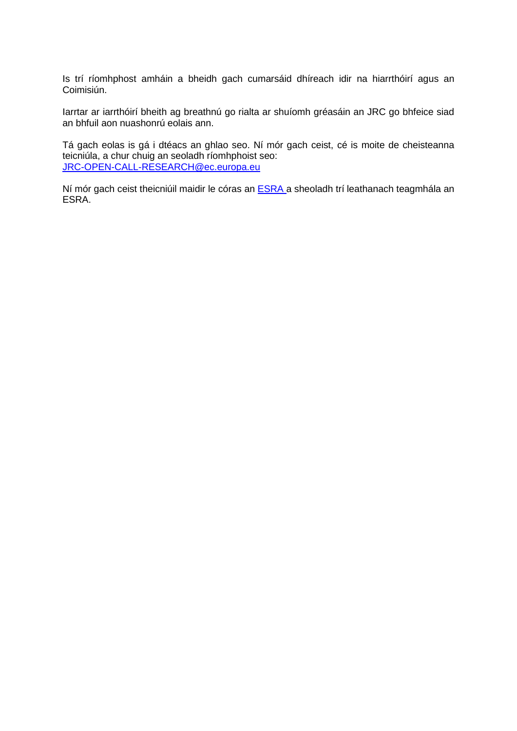Is trí ríomhphost amháin a bheidh gach cumarsáid dhíreach idir na hiarrthóirí agus an Coimisiún.

Iarrtar ar iarrthóirí bheith ag breathnú go rialta ar shuíomh gréasáin an JRC go bhfeice siad an bhfuil aon nuashonrú eolais ann.

Tá gach eolas is gá i dtéacs an ghlao seo. Ní mór gach ceist, cé is moite de cheisteanna teicniúla, a chur chuig an seoladh ríomhphoist seo: JRC-OPEN-CALL-RESEARCH@ec.europa.eu

Ní mór gach ceist theicniúil maidir le córas an ESRA a sheoladh trí leathanach teagmhála an ESRA.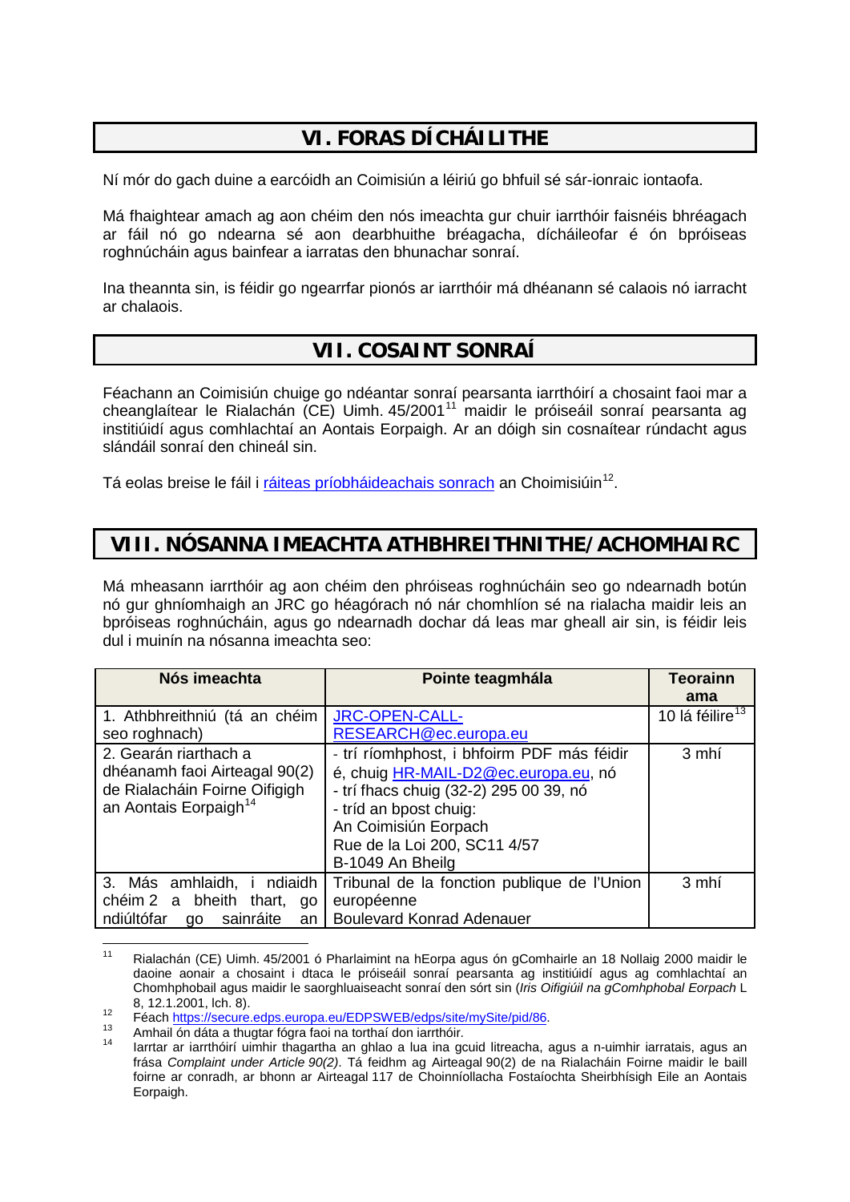## VI. FORAS DÍCHÁILITHE

Ní mór do gach duine a earcóidh an Coimisiún a léiriú go bhfuil sé sár-ionraic iontaofa.

Má fhaightear amach ag aon chéim den nós imeachta gur chuir iarrthóir faisnéis bhréagach ar fáil nó go ndearna sé aon dearbhuithe bréagacha, dícháileofar é ón bpróiseas roghnúcháin agus bainfear a iarratas den bhunachar sonraí.

Ina theannta sin, is féidir go ngearrfar pionós ar iarrthóir má dhéanann sé calaois nó iarracht ar chalaois.

## VII. COSAINT SONRAÍ

Féachann an Coimisiún chuige go ndéantar sonraí pearsanta iarrthóirí a chosaint faoi mar a cheanglaítear le Rialachán (CE) Uimh. 45/2001[11] maidir le próiseáil sonraí pearsanta ag institiúidí agus comhlachtaí an Aontais Eorpaigh. Ar an dóigh sin cosnaítear rúndacht agus slándáil sonraí den chineál sin.

Tá eolas breise le fáil i ráiteas príobháideachais sonrach an Choimisiúin[12].

## VIII. NÓSANNA IMEACHTA ATHBHREITHNITHE/ACHOMHAIRC

Má mheasann iarrthóir ag aon chéim den phróiseas roghnúcháin seo go ndearnadh botún nó gur ghníomhaigh an JRC go héagórach nó nár chomhlíon sé na rialacha maidir leis an bpróiseas roghnúcháin, agus go ndearnadh dochar dá leas mar gheall air sin, is féidir leis dul i muinín na nósanna imeachta seo:

| Nós imeachta | Pointe teagmhála | Teorainn ama |
|---|---|---|
| 1. Athbhreithniú (tá an chéim seo roghnach) | JRC-OPEN-CALL-RESEARCH@ec.europa.eu | 10 lá féilire[13] |
| 2. Gearán riarthach a dhéanamh faoi Airteagal 90(2) de Rialacháin Foirne Oifigigh an Aontais Eorpaigh[14] | - trí ríomhphost, i bhfoirm PDF más féidir é, chuig HR-MAIL-D2@ec.europa.eu, nó<br>- trí fhacs chuig (32-2) 295 00 39, nó<br>- tríd an bpost chuig:<br>An Coimisiún Eorpach<br>Rue de la Loi 200, SC11 4/57<br>B-1049 An Bheilg | 3 mhí |
| 3. Más amhlaidh, i ndiaidh chéim 2 a bheith thart, go ndiúltófar go sainráite an | Tribunal de la fonction publique de l'Union européenne<br>Boulevard Konrad Adenauer | 3 mhí |

[11] Rialachán (CE) Uimh. 45/2001 ó Pharlaimint na hEorpa agus ón gComhairle an 18 Nollaig 2000 maidir le daoine aonair a chosaint i dtaca le próiseáil sonraí pearsanta ag institiúidí agus ag comhlachtaí an Chomhphobail agus maidir le saorghluaiseacht sonraí den sórt sin (*Iris Oifigiúil na gComhphobal Eorpach* L 8, 12.1.2001, lch. 8).

[12] Féach https://secure.edps.europa.eu/EDPSWEB/edps/site/mySite/pid/86.

[13] Amhail ón dáta a thugtar fógra faoi na torthaí don iarrthóir.

[14] Iarrtar ar iarrthóirí uimhir thagartha an ghlao a lua ina gcuid litreacha, agus a n-uimhir iarratais, agus an frása *Complaint under Article 90(2)*. Tá feidhm ag Airteagal 90(2) de na Rialacháin Foirne maidir le baill foirne ar conradh, ar bhonn ar Airteagal 117 de Choinníollacha Fostaíochta Sheirbhísigh Eile an Aontais Eorpaigh.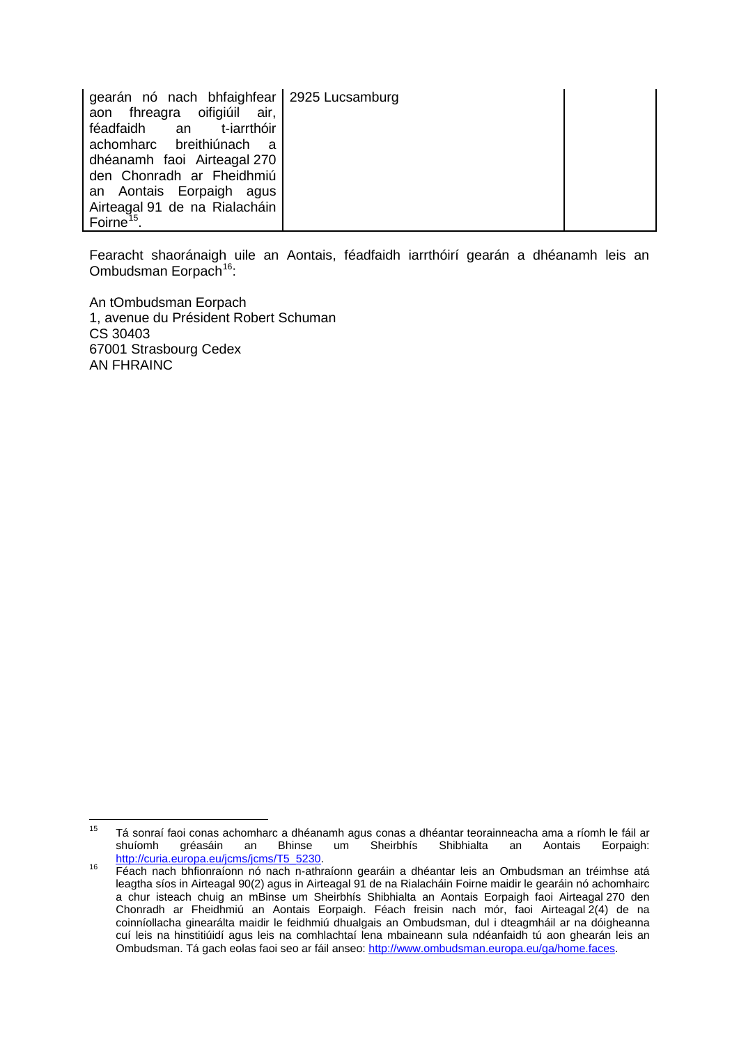| | | |
|---|---|---|
| gearán nó nach bhfaighfear aon fhreagra oifigiúil air, féadfaidh an t-iarrthóir achomharc breithiúnach a dhéanamh faoi Airteagal 270 den Chonradh ar Fheidhmiú an Aontais Eorpaigh agus Airteagal 91 de na Rialacháin Foirne[15]. | 2925 Lucsamburg | |

Fearacht shaoránaigh uile an Aontais, féadfaidh iarrthóirí gearán a dhéanamh leis an Ombudsman Eorpach[16]:

An tOmbudsman Eorpach
1, avenue du Président Robert Schuman
CS 30403
67001 Strasbourg Cedex
AN FHRAINC

---

[15] Tá sonraí faoi conas achomharc a dhéanamh agus conas a dhéantar teorainneacha ama a ríomh le fáil ar shuíomh gréasáin an Bhinse um Sheirbhís Shibhialta an Aontais Eorpaigh: http://curia.europa.eu/jcms/jcms/T5_5230.

[16] Féach nach bhfionraíonn nó nach n-athraíonn gearáin a dhéantar leis an Ombudsman an tréimhse atá leagtha síos in Airteagal 90(2) agus in Airteagal 91 de na Rialacháin Foirne maidir le gearáin nó achomhairc a chur isteach chuig an mBinse um Sheirbhís Shibhialta an Aontais Eorpaigh faoi Airteagal 270 den Chonradh ar Fheidhmiú an Aontais Eorpaigh. Féach freisin nach mór, faoi Airteagal 2(4) de na coinníollacha ginearálta maidir le feidhmiú dhualgais an Ombudsman, dul i dteagmháil ar na dóigheanna cuí leis na hinstitiúidí agus leis na comhlachtaí lena mbaineann sula ndéanfaidh tú aon ghearán leis an Ombudsman. Tá gach eolas faoi seo ar fáil anseo: http://www.ombudsman.europa.eu/ga/home.faces.